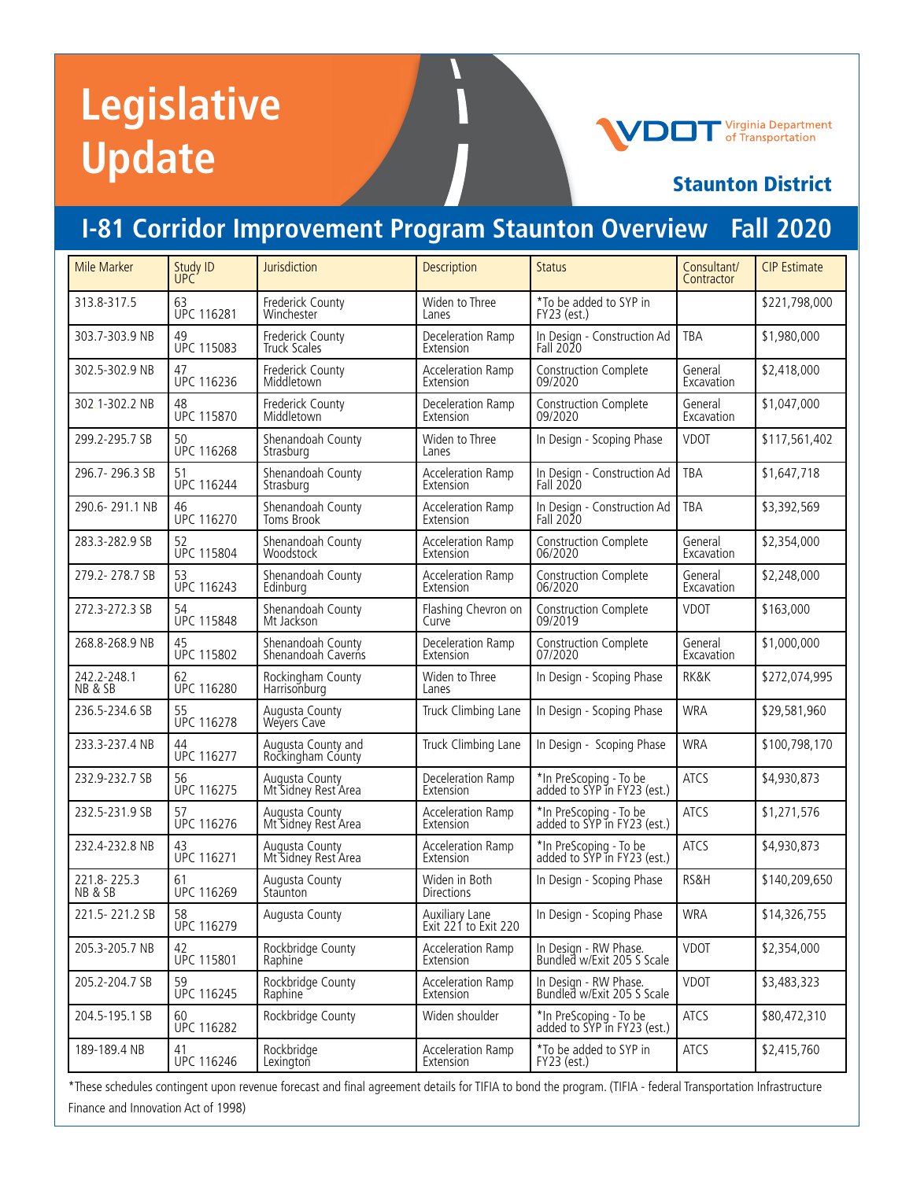# Legislative Update

VDOT Virginia Department of Transportation

**Staunton District**

## I-81 Corridor Improvement Program Staunton Overview Fall 2020

| Mile Marker | Study ID UPC | Jurisdiction | Description | Status | Consultant/ Contractor | CIP Estimate |
|---|---|---|---|---|---|---|
| 313.8-317.5 | 63 UPC 116281 | Frederick County Winchester | Widen to Three Lanes | *To be added to SYP in FY23 (est.) | | $221,798,000 |
| 303.7-303.9 NB | 49 UPC 115083 | Frederick County Truck Scales | Deceleration Ramp Extension | In Design - Construction Ad Fall 2020 | TBA | $1,980,000 |
| 302.5-302.9 NB | 47 UPC 116236 | Frederick County Middletown | Acceleration Ramp Extension | Construction Complete 09/2020 | General Excavation | $2,418,000 |
| 302 1-302.2 NB | 48 UPC 115870 | Frederick County Middletown | Deceleration Ramp Extension | Construction Complete 09/2020 | General Excavation | $1,047,000 |
| 299.2-295.7 SB | 50 UPC 116268 | Shenandoah County Strasburg | Widen to Three Lanes | In Design - Scoping Phase | VDOT | $117,561,402 |
| 296.7- 296.3 SB | 51 UPC 116244 | Shenandoah County Strasburg | Acceleration Ramp Extension | In Design - Construction Ad Fall 2020 | TBA | $1,647,718 |
| 290.6- 291.1 NB | 46 UPC 116270 | Shenandoah County Toms Brook | Acceleration Ramp Extension | In Design - Construction Ad Fall 2020 | TBA | $3,392,569 |
| 283.3-282.9 SB | 52 UPC 115804 | Shenandoah County Woodstock | Acceleration Ramp Extension | Construction Complete 06/2020 | General Excavation | $2,354,000 |
| 279.2- 278.7 SB | 53 UPC 116243 | Shenandoah County Edinburg | Acceleration Ramp Extension | Construction Complete 06/2020 | General Excavation | $2,248,000 |
| 272.3-272.3 SB | 54 UPC 115848 | Shenandoah County Mt Jackson | Flashing Chevron on Curve | Construction Complete 09/2019 | VDOT | $163,000 |
| 268.8-268.9 NB | 45 UPC 115802 | Shenandoah County Shenandoah Caverns | Deceleration Ramp Extension | Construction Complete 07/2020 | General Excavation | $1,000,000 |
| 242.2-248.1 NB & SB | 62 UPC 116280 | Rockingham County Harrisonburg | Widen to Three Lanes | In Design - Scoping Phase | RK&K | $272,074,995 |
| 236.5-234.6 SB | 55 UPC 116278 | Augusta County Weyers Cave | Truck Climbing Lane | In Design - Scoping Phase | WRA | $29,581,960 |
| 233.3-237.4 NB | 44 UPC 116277 | Augusta County and Rockingham County | Truck Climbing Lane | In Design - Scoping Phase | WRA | $100,798,170 |
| 232.9-232.7 SB | 56 UPC 116275 | Augusta County Mt Sidney Rest Area | Deceleration Ramp Extension | *In PreScoping - To be added to SYP in FY23 (est.) | ATCS | $4,930,873 |
| 232.5-231.9 SB | 57 UPC 116276 | Augusta County Mt Sidney Rest Area | Acceleration Ramp Extension | *In PreScoping - To be added to SYP in FY23 (est.) | ATCS | $1,271,576 |
| 232.4-232.8 NB | 43 UPC 116271 | Augusta County Mt Sidney Rest Area | Acceleration Ramp Extension | *In PreScoping - To be added to SYP in FY23 (est.) | ATCS | $4,930,873 |
| 221.8- 225.3 NB & SB | 61 UPC 116269 | Augusta County Staunton | Widen in Both Directions | In Design - Scoping Phase | RS&H | $140,209,650 |
| 221.5- 221.2 SB | 58 UPC 116279 | Augusta County | Auxiliary Lane Exit 221 to Exit 220 | In Design - Scoping Phase | WRA | $14,326,755 |
| 205.3-205.7 NB | 42 UPC 115801 | Rockbridge County Raphine | Acceleration Ramp Extension | In Design - RW Phase. Bundled w/Exit 205 S Scale | VDOT | $2,354,000 |
| 205.2-204.7 SB | 59 UPC 116245 | Rockbridge County Raphine | Acceleration Ramp Extension | In Design - RW Phase. Bundled w/Exit 205 S Scale | VDOT | $3,483,323 |
| 204.5-195.1 SB | 60 UPC 116282 | Rockbridge County | Widen shoulder | *In PreScoping - To be added to SYP in FY23 (est.) | ATCS | $80,472,310 |
| 189-189.4 NB | 41 UPC 116246 | Rockbridge Lexington | Acceleration Ramp Extension | *To be added to SYP in FY23 (est.) | ATCS | $2,415,760 |

*These schedules contingent upon revenue forecast and final agreement details for TIFIA to bond the program. (TIFIA - federal Transportation Infrastructure Finance and Innovation Act of 1998)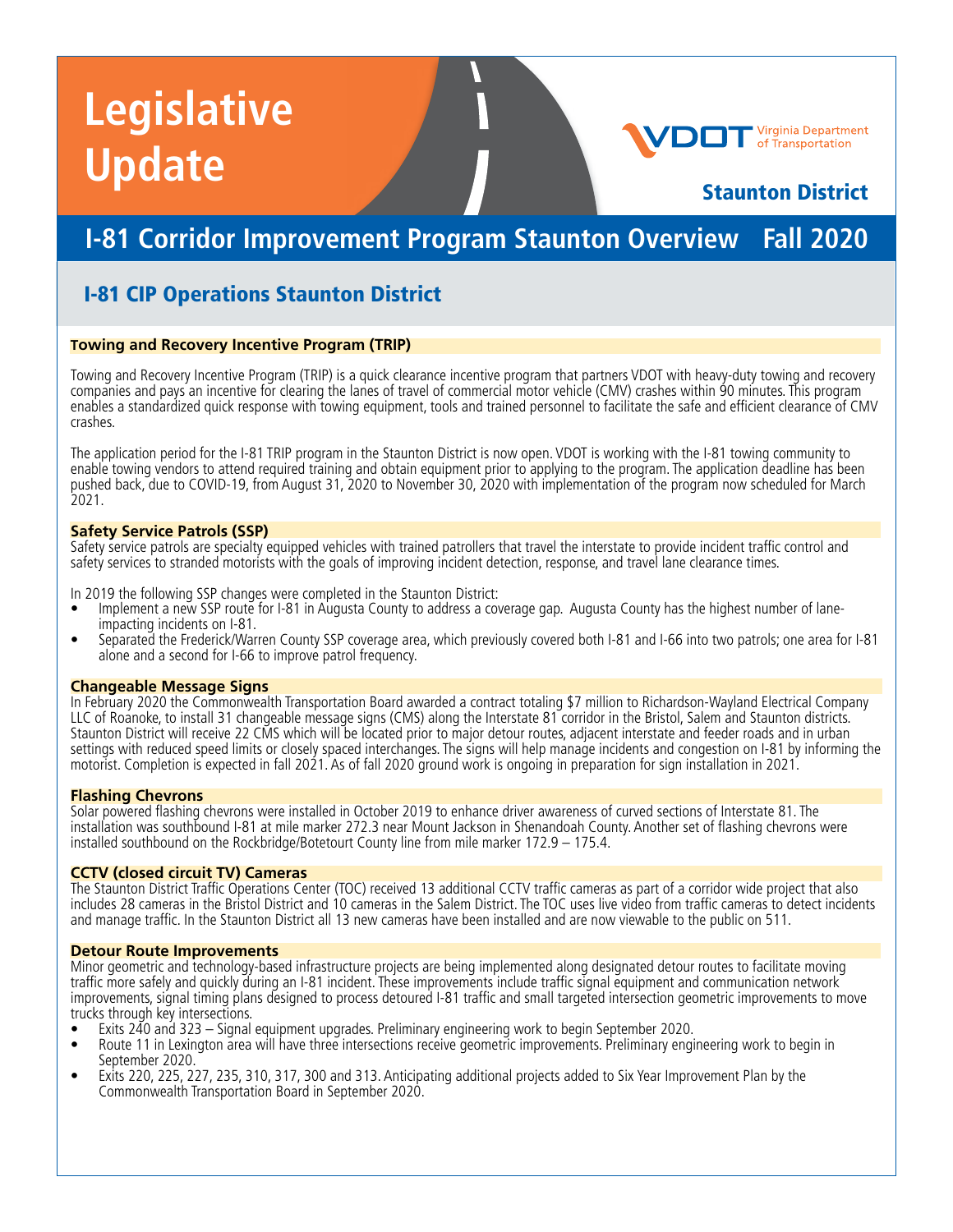# Legislative Update

VDOT Virginia Department of Transportation

Staunton District

## I-81 Corridor Improvement Program Staunton Overview Fall 2020

## I-81 CIP Operations Staunton District

### Towing and Recovery Incentive Program (TRIP)

Towing and Recovery Incentive Program (TRIP) is a quick clearance incentive program that partners VDOT with heavy-duty towing and recovery companies and pays an incentive for clearing the lanes of travel of commercial motor vehicle (CMV) crashes within 90 minutes. This program enables a standardized quick response with towing equipment, tools and trained personnel to facilitate the safe and efficient clearance of CMV crashes.

The application period for the I-81 TRIP program in the Staunton District is now open. VDOT is working with the I-81 towing community to enable towing vendors to attend required training and obtain equipment prior to applying to the program. The application deadline has been pushed back, due to COVID-19, from August 31, 2020 to November 30, 2020 with implementation of the program now scheduled for March 2021.

### Safety Service Patrols (SSP)

Safety service patrols are specialty equipped vehicles with trained patrollers that travel the interstate to provide incident traffic control and safety services to stranded motorists with the goals of improving incident detection, response, and travel lane clearance times.

In 2019 the following SSP changes were completed in the Staunton District:

- Implement a new SSP route for I-81 in Augusta County to address a coverage gap. Augusta County has the highest number of lane-impacting incidents on I-81.
- Separated the Frederick/Warren County SSP coverage area, which previously covered both I-81 and I-66 into two patrols; one area for I-81 alone and a second for I-66 to improve patrol frequency.

### Changeable Message Signs

In February 2020 the Commonwealth Transportation Board awarded a contract totaling $7 million to Richardson-Wayland Electrical Company LLC of Roanoke, to install 31 changeable message signs (CMS) along the Interstate 81 corridor in the Bristol, Salem and Staunton districts. Staunton District will receive 22 CMS which will be located prior to major detour routes, adjacent interstate and feeder roads and in urban settings with reduced speed limits or closely spaced interchanges. The signs will help manage incidents and congestion on I-81 by informing the motorist. Completion is expected in fall 2021. As of fall 2020 ground work is ongoing in preparation for sign installation in 2021.

### Flashing Chevrons

Solar powered flashing chevrons were installed in October 2019 to enhance driver awareness of curved sections of Interstate 81. The installation was southbound I-81 at mile marker 272.3 near Mount Jackson in Shenandoah County. Another set of flashing chevrons were installed southbound on the Rockbridge/Botetourt County line from mile marker 172.9 – 175.4.

### CCTV (closed circuit TV) Cameras

The Staunton District Traffic Operations Center (TOC) received 13 additional CCTV traffic cameras as part of a corridor wide project that also includes 28 cameras in the Bristol District and 10 cameras in the Salem District. The TOC uses live video from traffic cameras to detect incidents and manage traffic. In the Staunton District all 13 new cameras have been installed and are now viewable to the public on 511.

### Detour Route Improvements

Minor geometric and technology-based infrastructure projects are being implemented along designated detour routes to facilitate moving traffic more safely and quickly during an I-81 incident. These improvements include traffic signal equipment and communication network improvements, signal timing plans designed to process detoured I-81 traffic and small targeted intersection geometric improvements to move trucks through key intersections.

- Exits 240 and 323 – Signal equipment upgrades. Preliminary engineering work to begin September 2020.
- Route 11 in Lexington area will have three intersections receive geometric improvements. Preliminary engineering work to begin in September 2020.
- Exits 220, 225, 227, 235, 310, 317, 300 and 313. Anticipating additional projects added to Six Year Improvement Plan by the Commonwealth Transportation Board in September 2020.